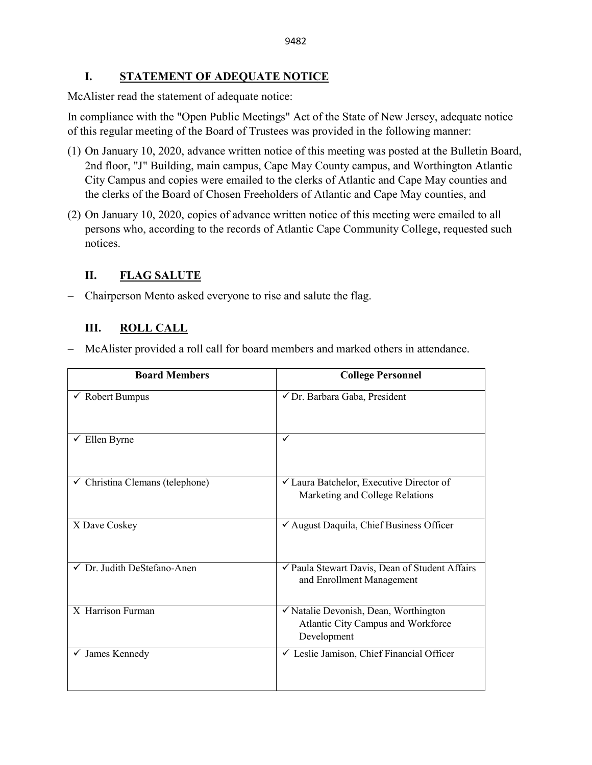## I. STATEMENT OF ADEQUATE NOTICE

McAlister read the statement of adequate notice:

In compliance with the "Open Public Meetings" Act of the State of New Jersey, adequate notice of this regular meeting of the Board of Trustees was provided in the following manner:

(1) On January 10, 2020, advance written notice of this meeting was posted at the Bulletin Board, 2nd floor, "J" Building, main campus, Cape May County campus, and Worthington Atlantic City Campus and copies were emailed to the clerks of Atlantic and Cape May counties and the clerks of the Board of Chosen Freeholders of Atlantic and Cape May counties, and

(2) On January 10, 2020, copies of advance written notice of this meeting were emailed to all persons who, according to the records of Atlantic Cape Community College, requested such notices.

## II. FLAG SALUTE

- Chairperson Mento asked everyone to rise and salute the flag.

## III. ROLL CALL

- McAlister provided a roll call for board members and marked others in attendance.

| Board Members | College Personnel |
|---|---|
| ✓ Robert Bumpus | ✓ Dr. Barbara Gaba, President |
| ✓ Ellen Byrne | ✓ |
| ✓ Christina Clemans (telephone) | ✓ Laura Batchelor, Executive Director of Marketing and College Relations |
| X Dave Coskey | ✓ August Daquila, Chief Business Officer |
| ✓ Dr. Judith DeStefano-Anen | ✓ Paula Stewart Davis, Dean of Student Affairs and Enrollment Management |
| X Harrison Furman | ✓ Natalie Devonish, Dean, Worthington Atlantic City Campus and Workforce Development |
| ✓ James Kennedy | ✓ Leslie Jamison, Chief Financial Officer |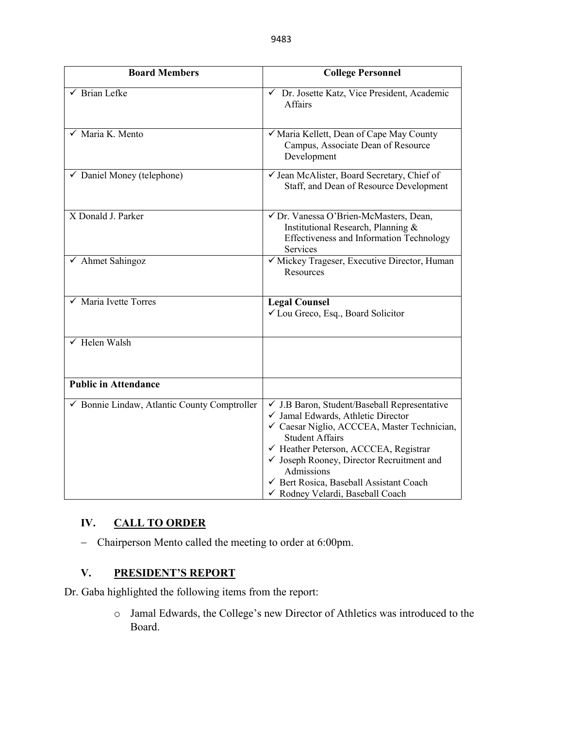| Board Members | College Personnel |
|---|---|
| ✓ Brian Lefke | ✓ Dr. Josette Katz, Vice President, Academic Affairs |
| ✓ Maria K. Mento | ✓ Maria Kellett, Dean of Cape May County Campus, Associate Dean of Resource Development |
| ✓ Daniel Money (telephone) | ✓ Jean McAlister, Board Secretary, Chief of Staff, and Dean of Resource Development |
| X Donald J. Parker | ✓ Dr. Vanessa O'Brien-McMasters, Dean, Institutional Research, Planning & Effectiveness and Information Technology Services |
| ✓ Ahmet Sahingoz | ✓ Mickey Trageser, Executive Director, Human Resources |
| ✓ Maria Ivette Torres | **Legal Counsel**<br>✓ Lou Greco, Esq., Board Solicitor |
| ✓ Helen Walsh | |
| **Public in Attendance** | |
| ✓ Bonnie Lindaw, Atlantic County Comptroller | ✓ J.B Baron, Student/Baseball Representative<br>✓ Jamal Edwards, Athletic Director<br>✓ Caesar Niglio, ACCCEA, Master Technician, Student Affairs<br>✓ Heather Peterson, ACCCEA, Registrar<br>✓ Joseph Rooney, Director Recruitment and Admissions<br>✓ Bert Rosica, Baseball Assistant Coach<br>✓ Rodney Velardi, Baseball Coach |

## IV. CALL TO ORDER

- Chairperson Mento called the meeting to order at 6:00pm.

## V. PRESIDENT'S REPORT

Dr. Gaba highlighted the following items from the report:

- Jamal Edwards, the College's new Director of Athletics was introduced to the Board.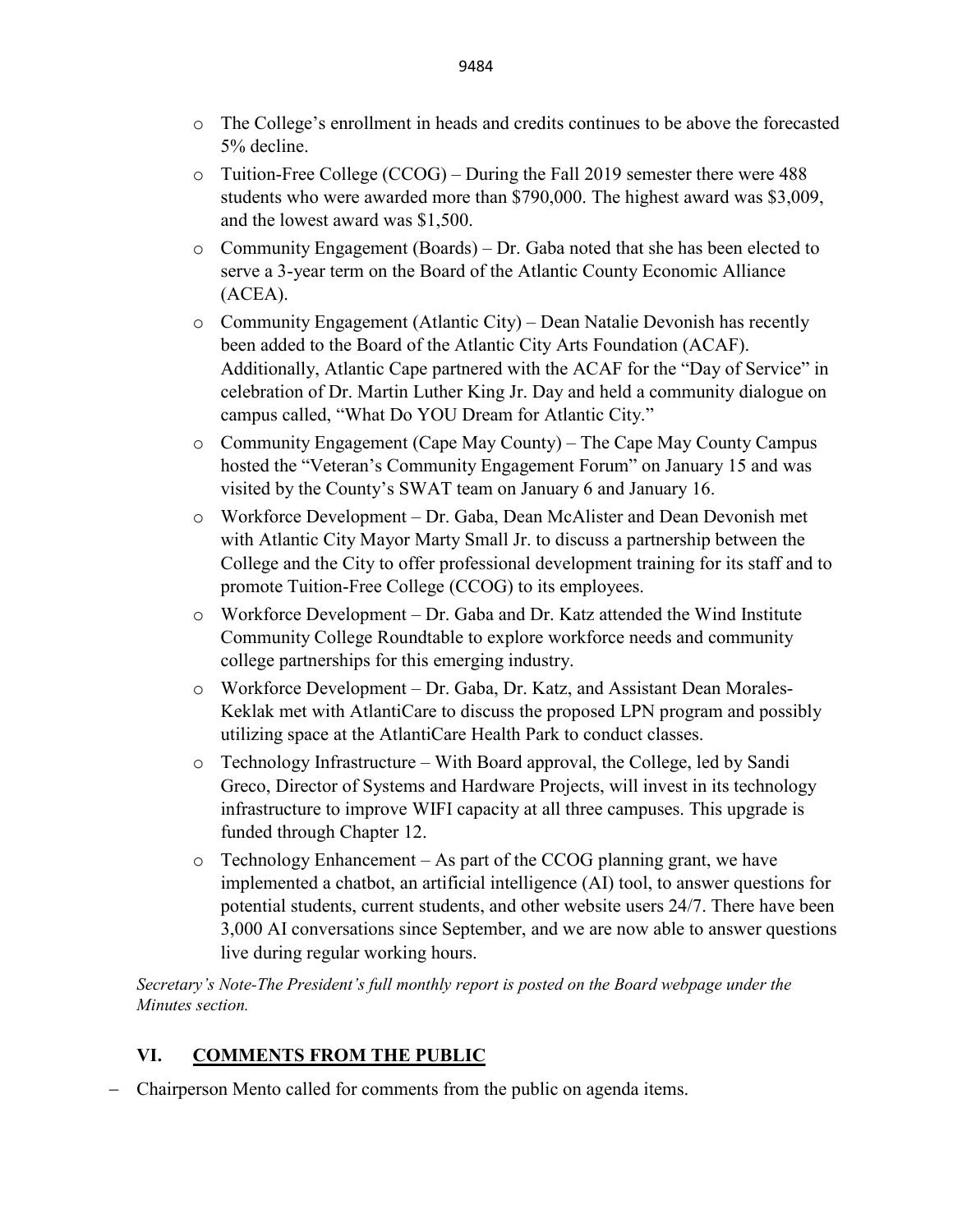- The College's enrollment in heads and credits continues to be above the forecasted 5% decline.
- Tuition-Free College (CCOG) – During the Fall 2019 semester there were 488 students who were awarded more than $790,000. The highest award was $3,009, and the lowest award was $1,500.
- Community Engagement (Boards) – Dr. Gaba noted that she has been elected to serve a 3-year term on the Board of the Atlantic County Economic Alliance (ACEA).
- Community Engagement (Atlantic City) – Dean Natalie Devonish has recently been added to the Board of the Atlantic City Arts Foundation (ACAF). Additionally, Atlantic Cape partnered with the ACAF for the "Day of Service" in celebration of Dr. Martin Luther King Jr. Day and held a community dialogue on campus called, "What Do YOU Dream for Atlantic City."
- Community Engagement (Cape May County) – The Cape May County Campus hosted the "Veteran's Community Engagement Forum" on January 15 and was visited by the County's SWAT team on January 6 and January 16.
- Workforce Development – Dr. Gaba, Dean McAlister and Dean Devonish met with Atlantic City Mayor Marty Small Jr. to discuss a partnership between the College and the City to offer professional development training for its staff and to promote Tuition-Free College (CCOG) to its employees.
- Workforce Development – Dr. Gaba and Dr. Katz attended the Wind Institute Community College Roundtable to explore workforce needs and community college partnerships for this emerging industry.
- Workforce Development – Dr. Gaba, Dr. Katz, and Assistant Dean Morales-Keklak met with AtlantiCare to discuss the proposed LPN program and possibly utilizing space at the AtlantiCare Health Park to conduct classes.
- Technology Infrastructure – With Board approval, the College, led by Sandi Greco, Director of Systems and Hardware Projects, will invest in its technology infrastructure to improve WIFI capacity at all three campuses. This upgrade is funded through Chapter 12.
- Technology Enhancement – As part of the CCOG planning grant, we have implemented a chatbot, an artificial intelligence (AI) tool, to answer questions for potential students, current students, and other website users 24/7. There have been 3,000 AI conversations since September, and we are now able to answer questions live during regular working hours.

*Secretary's Note-The President's full monthly report is posted on the Board webpage under the Minutes section.*

## VI. COMMENTS FROM THE PUBLIC

- Chairperson Mento called for comments from the public on agenda items.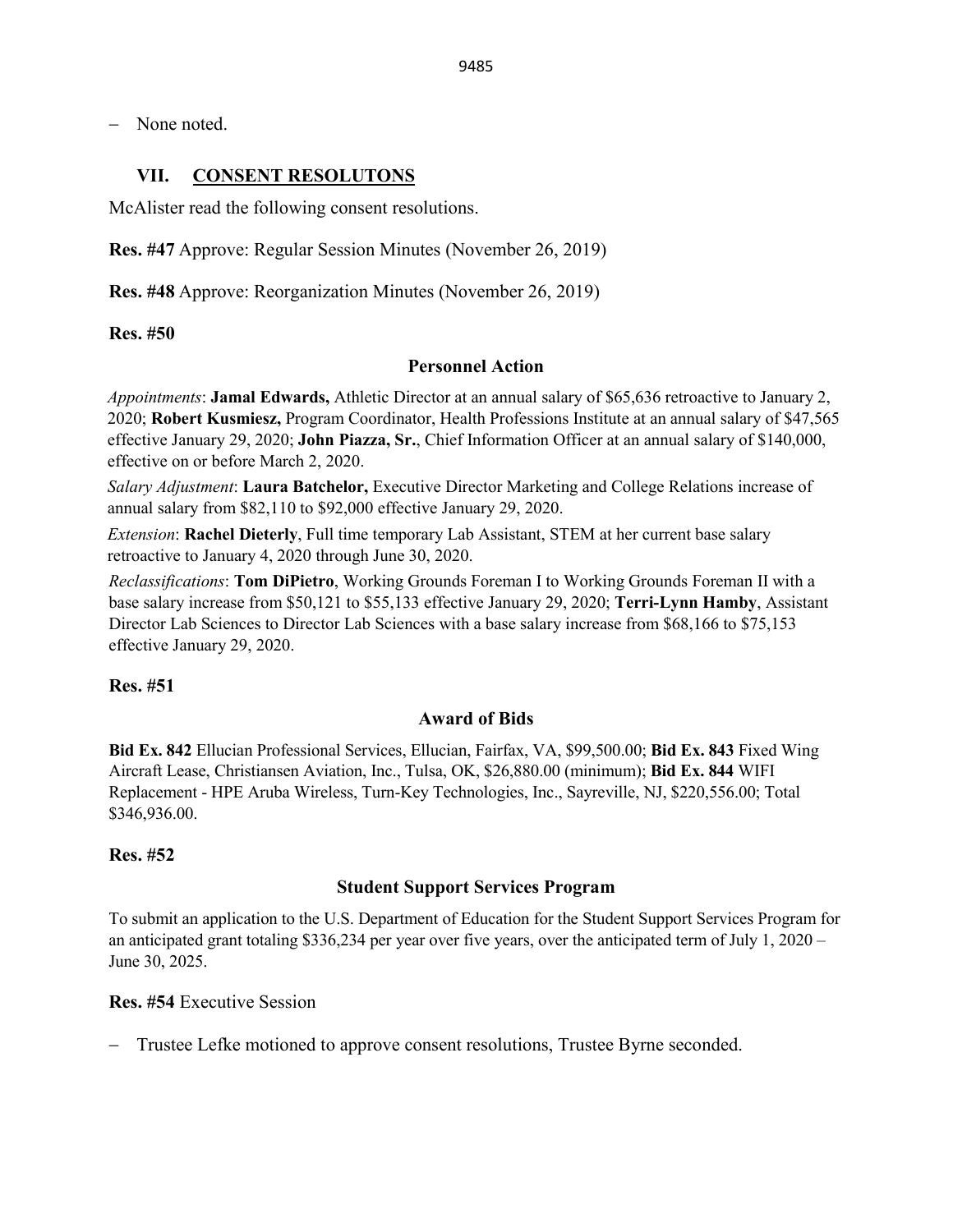- None noted.

## VII. CONSENT RESOLUTONS

McAlister read the following consent resolutions.

**Res. #47** Approve: Regular Session Minutes (November 26, 2019)

**Res. #48** Approve: Reorganization Minutes (November 26, 2019)

**Res. #50**

### Personnel Action

*Appointments*: **Jamal Edwards,** Athletic Director at an annual salary of $65,636 retroactive to January 2, 2020; **Robert Kusmiesz,** Program Coordinator, Health Professions Institute at an annual salary of $47,565 effective January 29, 2020; **John Piazza, Sr.**, Chief Information Officer at an annual salary of $140,000, effective on or before March 2, 2020.

*Salary Adjustment*: **Laura Batchelor,** Executive Director Marketing and College Relations increase of annual salary from $82,110 to $92,000 effective January 29, 2020.

*Extension*: **Rachel Dieterly**, Full time temporary Lab Assistant, STEM at her current base salary retroactive to January 4, 2020 through June 30, 2020.

*Reclassifications*: **Tom DiPietro**, Working Grounds Foreman I to Working Grounds Foreman II with a base salary increase from $50,121 to $55,133 effective January 29, 2020; **Terri-Lynn Hamby**, Assistant Director Lab Sciences to Director Lab Sciences with a base salary increase from $68,166 to $75,153 effective January 29, 2020.

**Res. #51**

### Award of Bids

**Bid Ex. 842** Ellucian Professional Services, Ellucian, Fairfax, VA, $99,500.00; **Bid Ex. 843** Fixed Wing Aircraft Lease, Christiansen Aviation, Inc., Tulsa, OK, $26,880.00 (minimum); **Bid Ex. 844** WIFI Replacement - HPE Aruba Wireless, Turn-Key Technologies, Inc., Sayreville, NJ, $220,556.00; Total $346,936.00.

**Res. #52**

### Student Support Services Program

To submit an application to the U.S. Department of Education for the Student Support Services Program for an anticipated grant totaling $336,234 per year over five years, over the anticipated term of July 1, 2020 – June 30, 2025.

**Res. #54** Executive Session

- Trustee Lefke motioned to approve consent resolutions, Trustee Byrne seconded.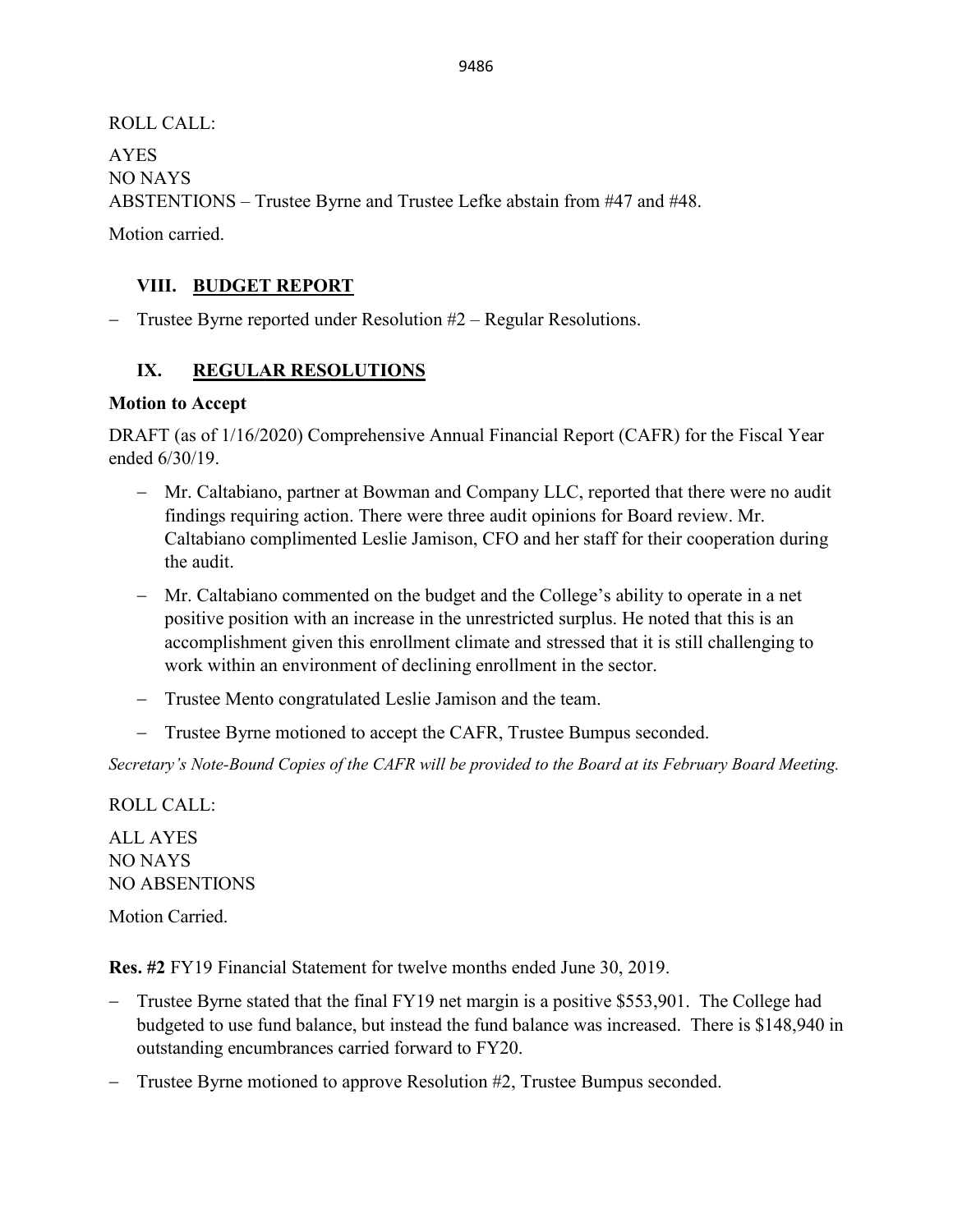ROLL CALL:

AYES
NO NAYS
ABSTENTIONS – Trustee Byrne and Trustee Lefke abstain from #47 and #48.

Motion carried.

## VIII. BUDGET REPORT

- Trustee Byrne reported under Resolution #2 – Regular Resolutions.

## IX. REGULAR RESOLUTIONS

**Motion to Accept**

DRAFT (as of 1/16/2020) Comprehensive Annual Financial Report (CAFR) for the Fiscal Year ended 6/30/19.

- Mr. Caltabiano, partner at Bowman and Company LLC, reported that there were no audit findings requiring action. There were three audit opinions for Board review. Mr. Caltabiano complimented Leslie Jamison, CFO and her staff for their cooperation during the audit.
- Mr. Caltabiano commented on the budget and the College's ability to operate in a net positive position with an increase in the unrestricted surplus. He noted that this is an accomplishment given this enrollment climate and stressed that it is still challenging to work within an environment of declining enrollment in the sector.
- Trustee Mento congratulated Leslie Jamison and the team.
- Trustee Byrne motioned to accept the CAFR, Trustee Bumpus seconded.

*Secretary's Note-Bound Copies of the CAFR will be provided to the Board at its February Board Meeting.*

ROLL CALL:

ALL AYES
NO NAYS
NO ABSENTIONS

Motion Carried.

**Res. #2** FY19 Financial Statement for twelve months ended June 30, 2019.

- Trustee Byrne stated that the final FY19 net margin is a positive $553,901. The College had budgeted to use fund balance, but instead the fund balance was increased. There is $148,940 in outstanding encumbrances carried forward to FY20.
- Trustee Byrne motioned to approve Resolution #2, Trustee Bumpus seconded.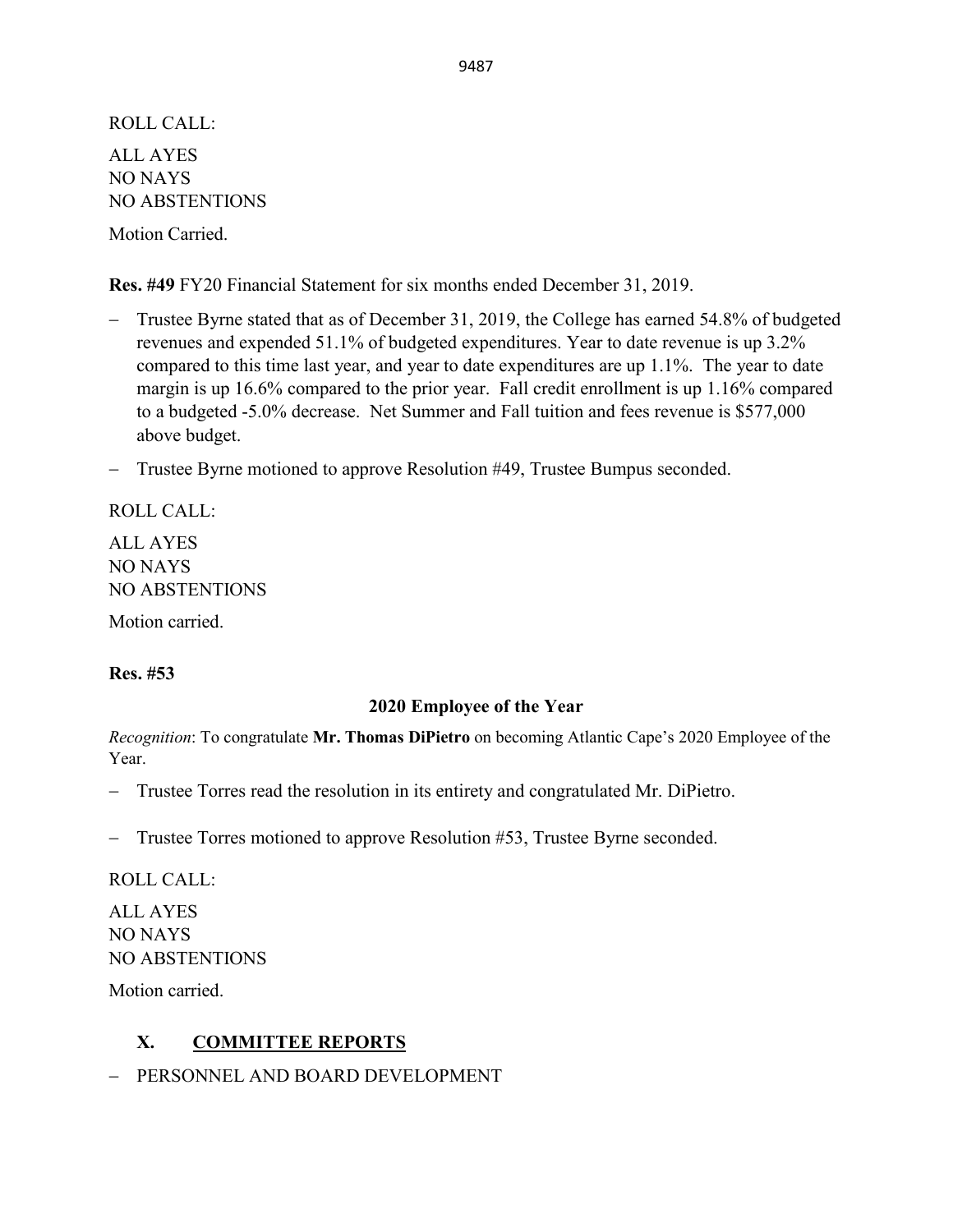ROLL CALL:

ALL AYES
NO NAYS
NO ABSTENTIONS

Motion Carried.

**Res. #49** FY20 Financial Statement for six months ended December 31, 2019.

- Trustee Byrne stated that as of December 31, 2019, the College has earned 54.8% of budgeted revenues and expended 51.1% of budgeted expenditures. Year to date revenue is up 3.2% compared to this time last year, and year to date expenditures are up 1.1%. The year to date margin is up 16.6% compared to the prior year. Fall credit enrollment is up 1.16% compared to a budgeted -5.0% decrease. Net Summer and Fall tuition and fees revenue is $577,000 above budget.
- Trustee Byrne motioned to approve Resolution #49, Trustee Bumpus seconded.

ROLL CALL:

ALL AYES
NO NAYS
NO ABSTENTIONS

Motion carried.

**Res. #53**

**2020 Employee of the Year**

*Recognition*: To congratulate **Mr. Thomas DiPietro** on becoming Atlantic Cape's 2020 Employee of the Year.

- Trustee Torres read the resolution in its entirety and congratulated Mr. DiPietro.
- Trustee Torres motioned to approve Resolution #53, Trustee Byrne seconded.

ROLL CALL:

ALL AYES
NO NAYS
NO ABSTENTIONS

Motion carried.

## X. COMMITTEE REPORTS

- PERSONNEL AND BOARD DEVELOPMENT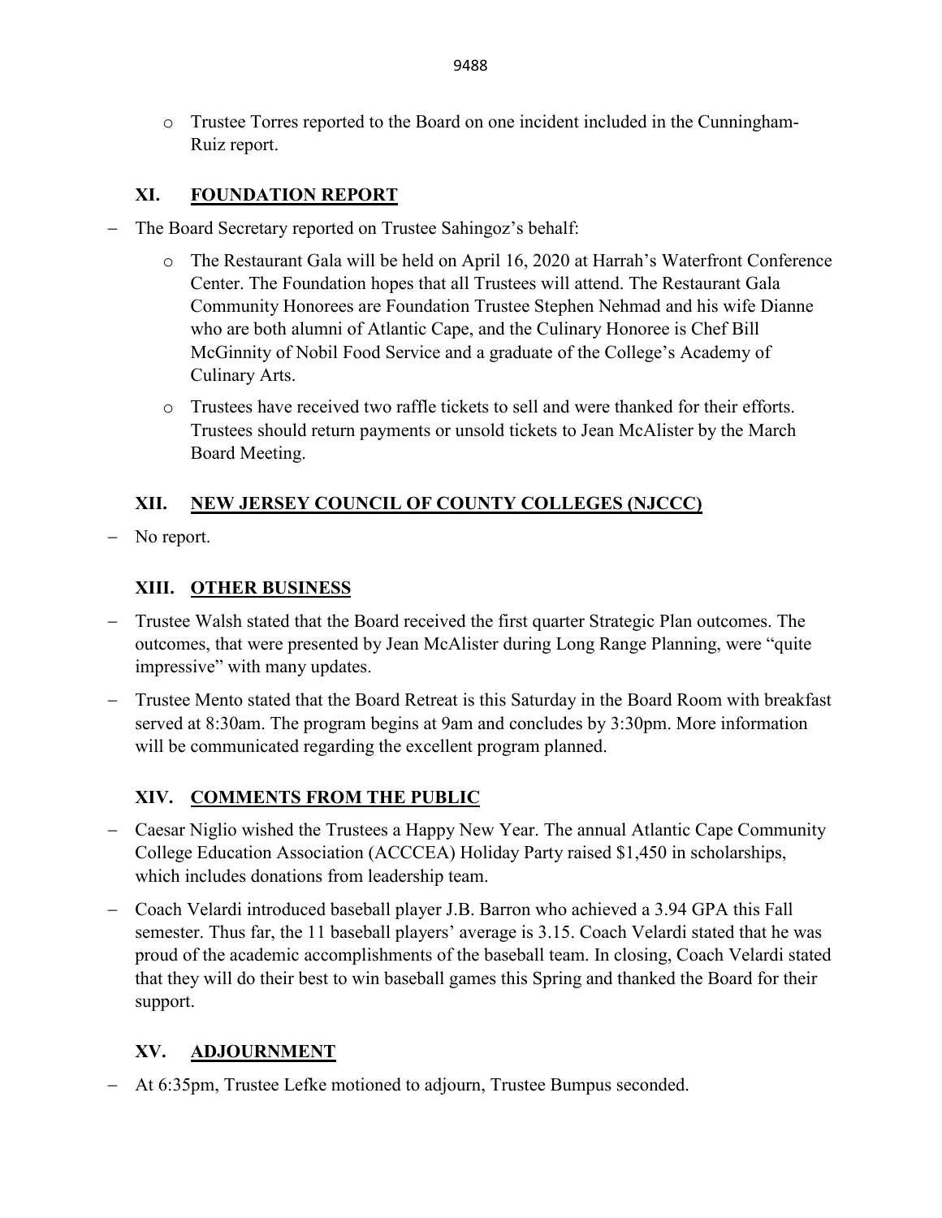- Trustee Torres reported to the Board on one incident included in the Cunningham-Ruiz report.

## XI. FOUNDATION REPORT

- The Board Secretary reported on Trustee Sahingoz's behalf:
  - The Restaurant Gala will be held on April 16, 2020 at Harrah's Waterfront Conference Center. The Foundation hopes that all Trustees will attend. The Restaurant Gala Community Honorees are Foundation Trustee Stephen Nehmad and his wife Dianne who are both alumni of Atlantic Cape, and the Culinary Honoree is Chef Bill McGinnity of Nobil Food Service and a graduate of the College's Academy of Culinary Arts.
  - Trustees have received two raffle tickets to sell and were thanked for their efforts. Trustees should return payments or unsold tickets to Jean McAlister by the March Board Meeting.

## XII. NEW JERSEY COUNCIL OF COUNTY COLLEGES (NJCCC)

- No report.

## XIII. OTHER BUSINESS

- Trustee Walsh stated that the Board received the first quarter Strategic Plan outcomes. The outcomes, that were presented by Jean McAlister during Long Range Planning, were "quite impressive" with many updates.
- Trustee Mento stated that the Board Retreat is this Saturday in the Board Room with breakfast served at 8:30am. The program begins at 9am and concludes by 3:30pm. More information will be communicated regarding the excellent program planned.

## XIV. COMMENTS FROM THE PUBLIC

- Caesar Niglio wished the Trustees a Happy New Year. The annual Atlantic Cape Community College Education Association (ACCCEA) Holiday Party raised $1,450 in scholarships, which includes donations from leadership team.
- Coach Velardi introduced baseball player J.B. Barron who achieved a 3.94 GPA this Fall semester. Thus far, the 11 baseball players' average is 3.15. Coach Velardi stated that he was proud of the academic accomplishments of the baseball team. In closing, Coach Velardi stated that they will do their best to win baseball games this Spring and thanked the Board for their support.

## XV. ADJOURNMENT

- At 6:35pm, Trustee Lefke motioned to adjourn, Trustee Bumpus seconded.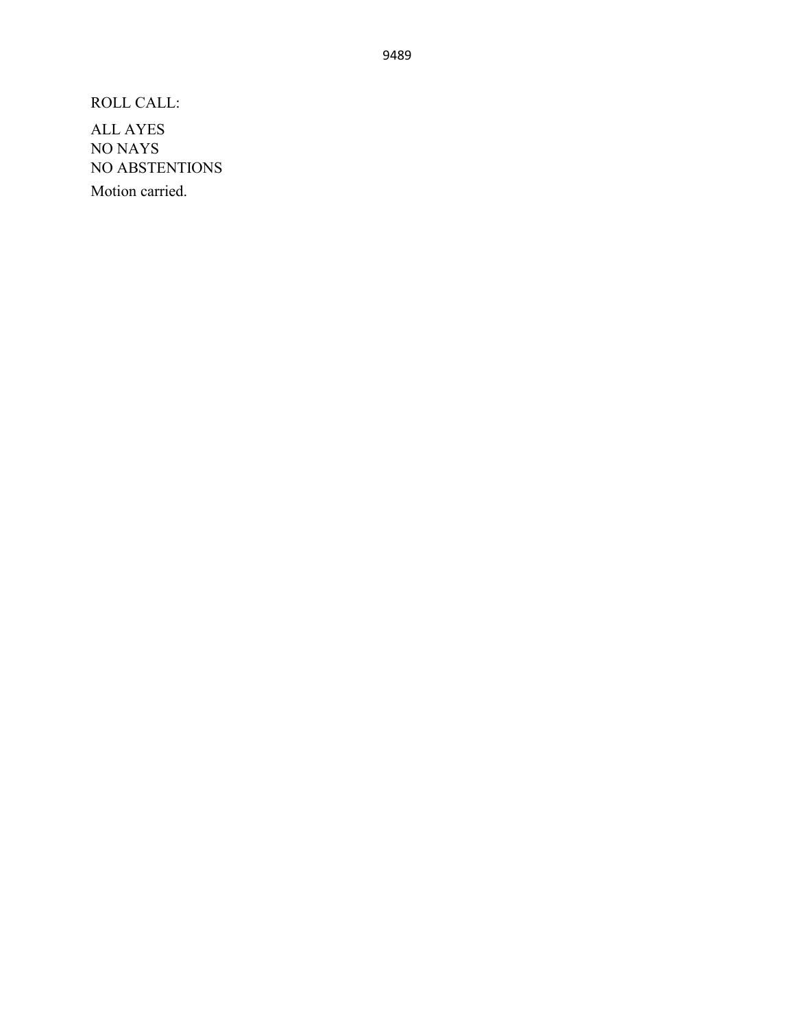ROLL CALL:

ALL AYES
NO NAYS
NO ABSTENTIONS

Motion carried.